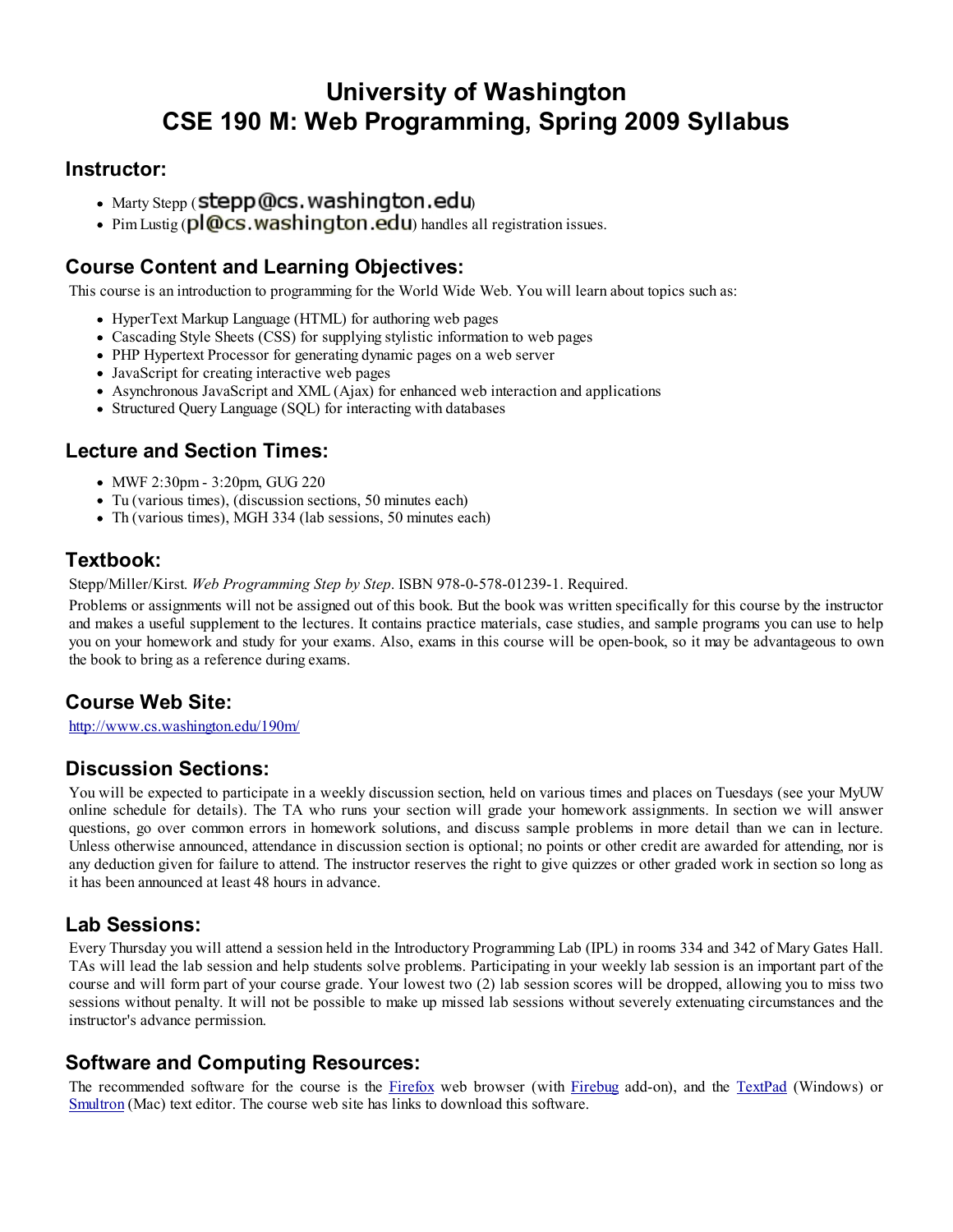# University of Washington
# CSE 190 M: Web Programming, Spring 2009 Syllabus

## Instructor:

- Marty Stepp (stepp@cs.washington.edu)
- Pim Lustig (pl@cs.washington.edu) handles all registration issues.

## Course Content and Learning Objectives:

This course is an introduction to programming for the World Wide Web. You will learn about topics such as:

- HyperText Markup Language (HTML) for authoring web pages
- Cascading Style Sheets (CSS) for supplying stylistic information to web pages
- PHP Hypertext Processor for generating dynamic pages on a web server
- JavaScript for creating interactive web pages
- Asynchronous JavaScript and XML (Ajax) for enhanced web interaction and applications
- Structured Query Language (SQL) for interacting with databases

## Lecture and Section Times:

- MWF 2:30pm - 3:20pm, GUG 220
- Tu (various times), (discussion sections, 50 minutes each)
- Th (various times), MGH 334 (lab sessions, 50 minutes each)

## Textbook:

Stepp/Miller/Kirst. *Web Programming Step by Step*. ISBN 978-0-578-01239-1. Required.

Problems or assignments will not be assigned out of this book. But the book was written specifically for this course by the instructor and makes a useful supplement to the lectures. It contains practice materials, case studies, and sample programs you can use to help you on your homework and study for your exams. Also, exams in this course will be open-book, so it may be advantageous to own the book to bring as a reference during exams.

## Course Web Site:

[http://www.cs.washington.edu/190m/](http://www.cs.washington.edu/190m/)

## Discussion Sections:

You will be expected to participate in a weekly discussion section, held on various times and places on Tuesdays (see your MyUW online schedule for details). The TA who runs your section will grade your homework assignments. In section we will answer questions, go over common errors in homework solutions, and discuss sample problems in more detail than we can in lecture. Unless otherwise announced, attendance in discussion section is optional; no points or other credit are awarded for attending, nor is any deduction given for failure to attend. The instructor reserves the right to give quizzes or other graded work in section so long as it has been announced at least 48 hours in advance.

## Lab Sessions:

Every Thursday you will attend a session held in the Introductory Programming Lab (IPL) in rooms 334 and 342 of Mary Gates Hall. TAs will lead the lab session and help students solve problems. Participating in your weekly lab session is an important part of the course and will form part of your course grade. Your lowest two (2) lab session scores will be dropped, allowing you to miss two sessions without penalty. It will not be possible to make up missed lab sessions without severely extenuating circumstances and the instructor's advance permission.

## Software and Computing Resources:

The recommended software for the course is the Firefox web browser (with Firebug add-on), and the TextPad (Windows) or Smultron (Mac) text editor. The course web site has links to download this software.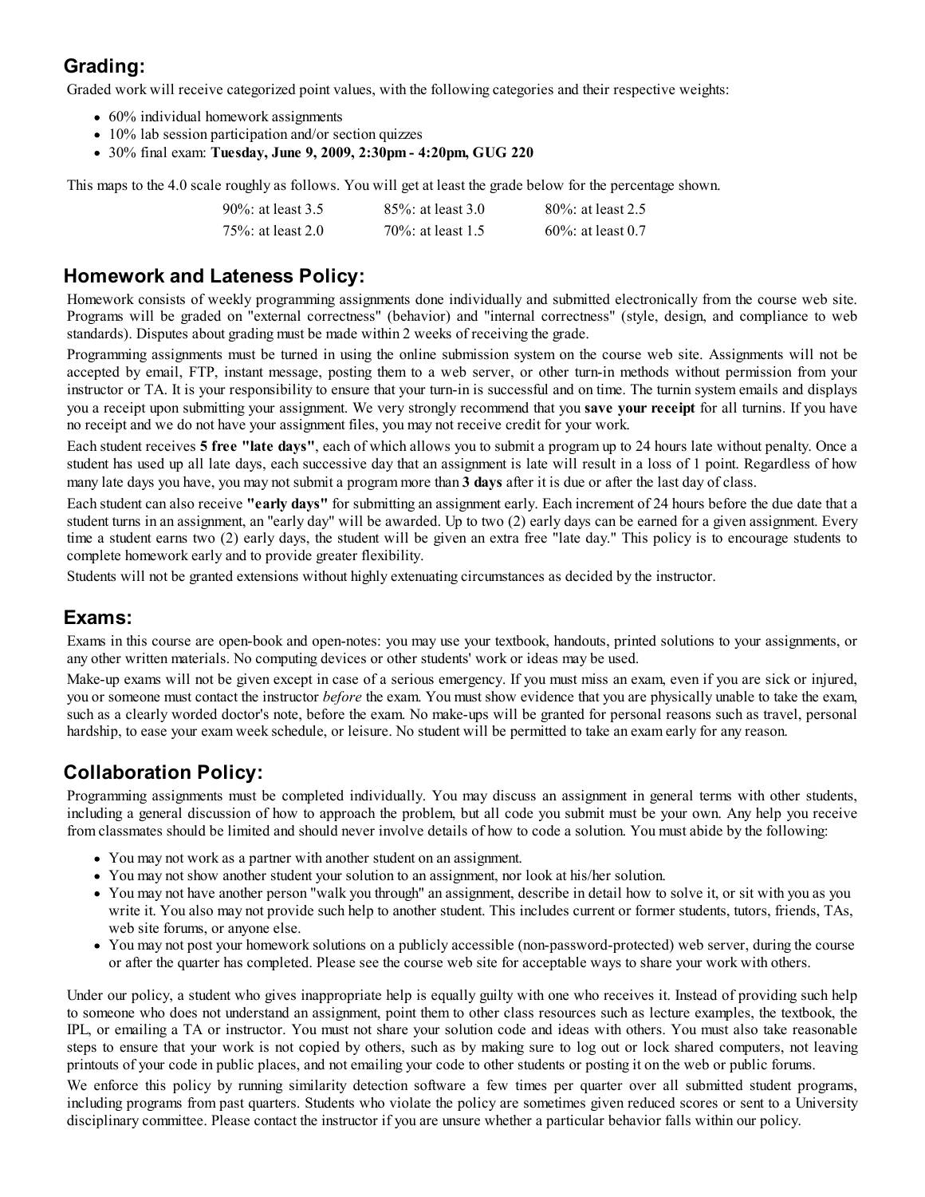## Grading:

Graded work will receive categorized point values, with the following categories and their respective weights:

- 60% individual homework assignments
- 10% lab session participation and/or section quizzes
- 30% final exam: **Tuesday, June 9, 2009, 2:30pm - 4:20pm, GUG 220**

This maps to the 4.0 scale roughly as follows. You will get at least the grade below for the percentage shown.

| | | |
|---|---|---|
| 90%: at least 3.5 | 85%: at least 3.0 | 80%: at least 2.5 |
| 75%: at least 2.0 | 70%: at least 1.5 | 60%: at least 0.7 |

## Homework and Lateness Policy:

Homework consists of weekly programming assignments done individually and submitted electronically from the course web site. Programs will be graded on "external correctness" (behavior) and "internal correctness" (style, design, and compliance to web standards). Disputes about grading must be made within 2 weeks of receiving the grade.

Programming assignments must be turned in using the online submission system on the course web site. Assignments will not be accepted by email, FTP, instant message, posting them to a web server, or other turn-in methods without permission from your instructor or TA. It is your responsibility to ensure that your turn-in is successful and on time. The turnin system emails and displays you a receipt upon submitting your assignment. We very strongly recommend that you **save your receipt** for all turnins. If you have no receipt and we do not have your assignment files, you may not receive credit for your work.

Each student receives **5 free "late days"**, each of which allows you to submit a program up to 24 hours late without penalty. Once a student has used up all late days, each successive day that an assignment is late will result in a loss of 1 point. Regardless of how many late days you have, you may not submit a program more than **3 days** after it is due or after the last day of class.

Each student can also receive **"early days"** for submitting an assignment early. Each increment of 24 hours before the due date that a student turns in an assignment, an "early day" will be awarded. Up to two (2) early days can be earned for a given assignment. Every time a student earns two (2) early days, the student will be given an extra free "late day." This policy is to encourage students to complete homework early and to provide greater flexibility.

Students will not be granted extensions without highly extenuating circumstances as decided by the instructor.

## Exams:

Exams in this course are open-book and open-notes: you may use your textbook, handouts, printed solutions to your assignments, or any other written materials. No computing devices or other students' work or ideas may be used.

Make-up exams will not be given except in case of a serious emergency. If you must miss an exam, even if you are sick or injured, you or someone must contact the instructor *before* the exam. You must show evidence that you are physically unable to take the exam, such as a clearly worded doctor's note, before the exam. No make-ups will be granted for personal reasons such as travel, personal hardship, to ease your exam week schedule, or leisure. No student will be permitted to take an exam early for any reason.

## Collaboration Policy:

Programming assignments must be completed individually. You may discuss an assignment in general terms with other students, including a general discussion of how to approach the problem, but all code you submit must be your own. Any help you receive from classmates should be limited and should never involve details of how to code a solution. You must abide by the following:

- You may not work as a partner with another student on an assignment.
- You may not show another student your solution to an assignment, nor look at his/her solution.
- You may not have another person "walk you through" an assignment, describe in detail how to solve it, or sit with you as you write it. You also may not provide such help to another student. This includes current or former students, tutors, friends, TAs, web site forums, or anyone else.
- You may not post your homework solutions on a publicly accessible (non-password-protected) web server, during the course or after the quarter has completed. Please see the course web site for acceptable ways to share your work with others.

Under our policy, a student who gives inappropriate help is equally guilty with one who receives it. Instead of providing such help to someone who does not understand an assignment, point them to other class resources such as lecture examples, the textbook, the IPL, or emailing a TA or instructor. You must not share your solution code and ideas with others. You must also take reasonable steps to ensure that your work is not copied by others, such as by making sure to log out or lock shared computers, not leaving printouts of your code in public places, and not emailing your code to other students or posting it on the web or public forums.

We enforce this policy by running similarity detection software a few times per quarter over all submitted student programs, including programs from past quarters. Students who violate the policy are sometimes given reduced scores or sent to a University disciplinary committee. Please contact the instructor if you are unsure whether a particular behavior falls within our policy.